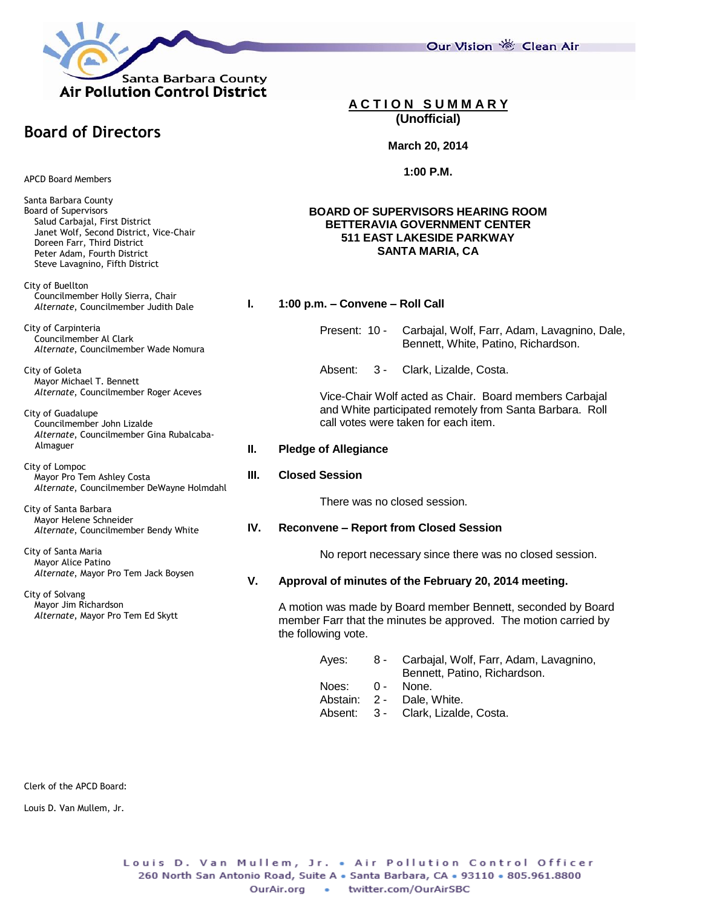Santa Barbara County
Air Pollution Control District

Our Vision Clean Air

# Board of Directors

APCD Board Members

Santa Barbara County
Board of Supervisors
Salud Carbajal, First District
Janet Wolf, Second District, Vice-Chair
Doreen Farr, Third District
Peter Adam, Fourth District
Steve Lavagnino, Fifth District

City of Buellton
Councilmember Holly Sierra, Chair
*Alternate*, Councilmember Judith Dale

City of Carpinteria
Councilmember Al Clark
*Alternate*, Councilmember Wade Nomura

City of Goleta
Mayor Michael T. Bennett
*Alternate*, Councilmember Roger Aceves

City of Guadalupe
Councilmember John Lizalde
*Alternate*, Councilmember Gina Rubalcaba-Almaguer

City of Lompoc
Mayor Pro Tem Ashley Costa
*Alternate*, Councilmember DeWayne Holmdahl

City of Santa Barbara
Mayor Helene Schneider
*Alternate*, Councilmember Bendy White

City of Santa Maria
Mayor Alice Patino
*Alternate*, Mayor Pro Tem Jack Boysen

City of Solvang
Mayor Jim Richardson
*Alternate*, Mayor Pro Tem Ed Skytt

Clerk of the APCD Board:

Louis D. Van Mullem, Jr.

## ACTION SUMMARY
**(Unofficial)**

**March 20, 2014**

**1:00 P.M.**

**BOARD OF SUPERVISORS HEARING ROOM**
**BETTERAVIA GOVERNMENT CENTER**
**511 EAST LAKESIDE PARKWAY**
**SANTA MARIA, CA**

### I. 1:00 p.m. – Convene – Roll Call

Present: 10 - Carbajal, Wolf, Farr, Adam, Lavagnino, Dale, Bennett, White, Patino, Richardson.

Absent: 3 - Clark, Lizalde, Costa.

Vice-Chair Wolf acted as Chair. Board members Carbajal and White participated remotely from Santa Barbara. Roll call votes were taken for each item.

### II. Pledge of Allegiance

### III. Closed Session

There was no closed session.

### IV. Reconvene – Report from Closed Session

No report necessary since there was no closed session.

### V. Approval of minutes of the February 20, 2014 meeting.

A motion was made by Board member Bennett, seconded by Board member Farr that the minutes be approved. The motion carried by the following vote.

Ayes: 8 - Carbajal, Wolf, Farr, Adam, Lavagnino, Bennett, Patino, Richardson.
Noes: 0 - None.
Abstain: 2 - Dale, White.
Absent: 3 - Clark, Lizalde, Costa.

Louis D. Van Mullem, Jr. • Air Pollution Control Officer
260 North San Antonio Road, Suite A • Santa Barbara, CA • 93110 • 805.961.8800
OurAir.org • twitter.com/OurAirSBC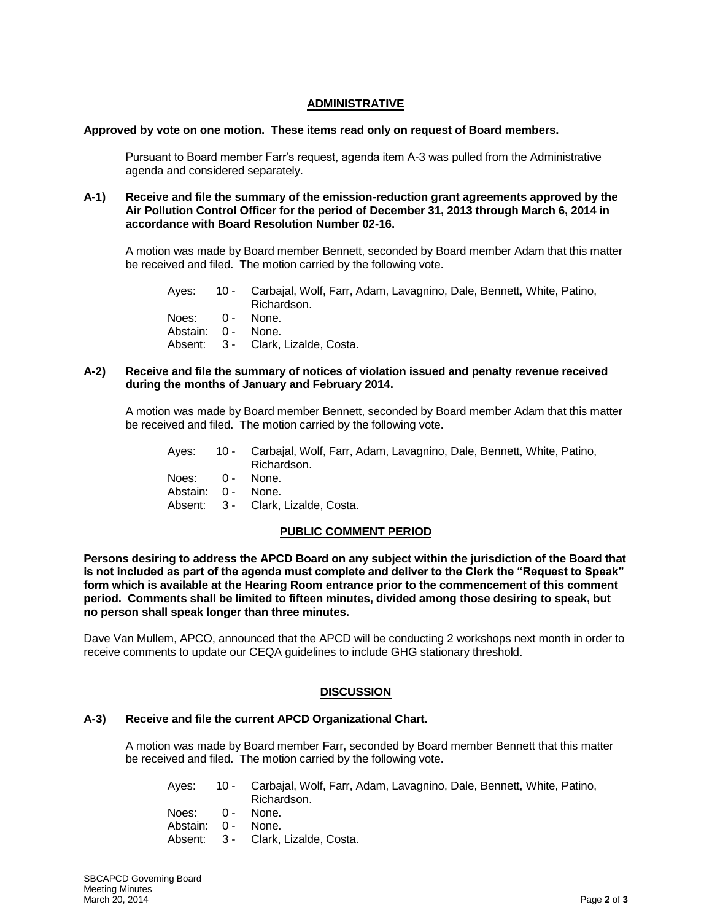## ADMINISTRATIVE

**Approved by vote on one motion. These items read only on request of Board members.**

Pursuant to Board member Farr's request, agenda item A-3 was pulled from the Administrative agenda and considered separately.

**A-1) Receive and file the summary of the emission-reduction grant agreements approved by the Air Pollution Control Officer for the period of December 31, 2013 through March 6, 2014 in accordance with Board Resolution Number 02-16.**

A motion was made by Board member Bennett, seconded by Board member Adam that this matter be received and filed. The motion carried by the following vote.

Ayes: 10 - Carbajal, Wolf, Farr, Adam, Lavagnino, Dale, Bennett, White, Patino, Richardson.
Noes: 0 - None.
Abstain: 0 - None.
Absent: 3 - Clark, Lizalde, Costa.

**A-2) Receive and file the summary of notices of violation issued and penalty revenue received during the months of January and February 2014.**

A motion was made by Board member Bennett, seconded by Board member Adam that this matter be received and filed. The motion carried by the following vote.

Ayes: 10 - Carbajal, Wolf, Farr, Adam, Lavagnino, Dale, Bennett, White, Patino, Richardson.
Noes: 0 - None.
Abstain: 0 - None.
Absent: 3 - Clark, Lizalde, Costa.

## PUBLIC COMMENT PERIOD

**Persons desiring to address the APCD Board on any subject within the jurisdiction of the Board that is not included as part of the agenda must complete and deliver to the Clerk the "Request to Speak" form which is available at the Hearing Room entrance prior to the commencement of this comment period. Comments shall be limited to fifteen minutes, divided among those desiring to speak, but no person shall speak longer than three minutes.**

Dave Van Mullem, APCO, announced that the APCD will be conducting 2 workshops next month in order to receive comments to update our CEQA guidelines to include GHG stationary threshold.

## DISCUSSION

**A-3) Receive and file the current APCD Organizational Chart.**

A motion was made by Board member Farr, seconded by Board member Bennett that this matter be received and filed. The motion carried by the following vote.

Ayes: 10 - Carbajal, Wolf, Farr, Adam, Lavagnino, Dale, Bennett, White, Patino, Richardson.
Noes: 0 - None.
Abstain: 0 - None.
Absent: 3 - Clark, Lizalde, Costa.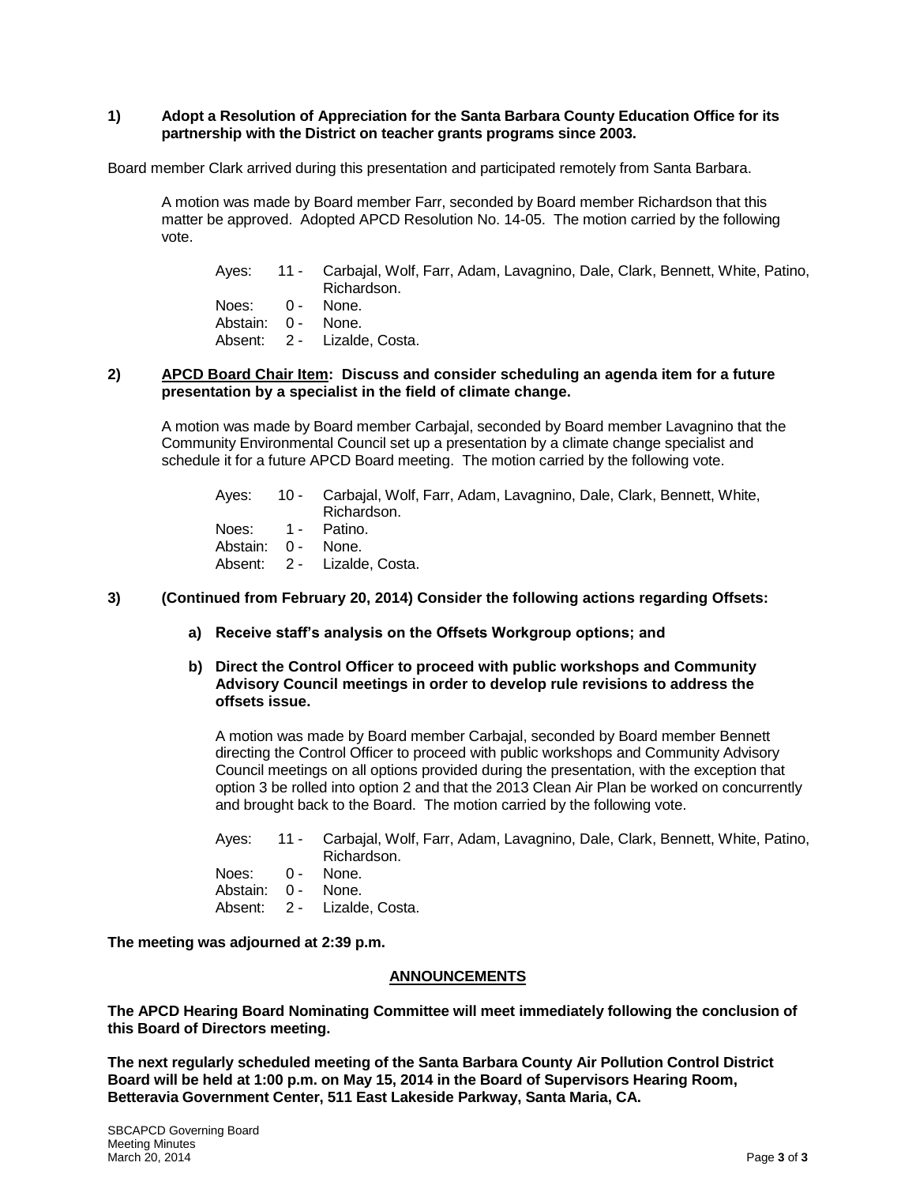**1) Adopt a Resolution of Appreciation for the Santa Barbara County Education Office for its partnership with the District on teacher grants programs since 2003.**

Board member Clark arrived during this presentation and participated remotely from Santa Barbara.

A motion was made by Board member Farr, seconded by Board member Richardson that this matter be approved. Adopted APCD Resolution No. 14-05. The motion carried by the following vote.

Ayes: 11 - Carbajal, Wolf, Farr, Adam, Lavagnino, Dale, Clark, Bennett, White, Patino, Richardson.
Noes: 0 - None.
Abstain: 0 - None.
Absent: 2 - Lizalde, Costa.

**2) APCD Board Chair Item: Discuss and consider scheduling an agenda item for a future presentation by a specialist in the field of climate change.**

A motion was made by Board member Carbajal, seconded by Board member Lavagnino that the Community Environmental Council set up a presentation by a climate change specialist and schedule it for a future APCD Board meeting. The motion carried by the following vote.

Ayes: 10 - Carbajal, Wolf, Farr, Adam, Lavagnino, Dale, Clark, Bennett, White, Richardson.
Noes: 1 - Patino.
Abstain: 0 - None.
Absent: 2 - Lizalde, Costa.

**3) (Continued from February 20, 2014) Consider the following actions regarding Offsets:**

**a) Receive staff's analysis on the Offsets Workgroup options; and**

**b) Direct the Control Officer to proceed with public workshops and Community Advisory Council meetings in order to develop rule revisions to address the offsets issue.**

A motion was made by Board member Carbajal, seconded by Board member Bennett directing the Control Officer to proceed with public workshops and Community Advisory Council meetings on all options provided during the presentation, with the exception that option 3 be rolled into option 2 and that the 2013 Clean Air Plan be worked on concurrently and brought back to the Board. The motion carried by the following vote.

Ayes: 11 - Carbajal, Wolf, Farr, Adam, Lavagnino, Dale, Clark, Bennett, White, Patino, Richardson.
Noes: 0 - None.
Abstain: 0 - None.
Absent: 2 - Lizalde, Costa.

**The meeting was adjourned at 2:39 p.m.**

## ANNOUNCEMENTS

**The APCD Hearing Board Nominating Committee will meet immediately following the conclusion of this Board of Directors meeting.**

**The next regularly scheduled meeting of the Santa Barbara County Air Pollution Control District Board will be held at 1:00 p.m. on May 15, 2014 in the Board of Supervisors Hearing Room, Betteravia Government Center, 511 East Lakeside Parkway, Santa Maria, CA.**